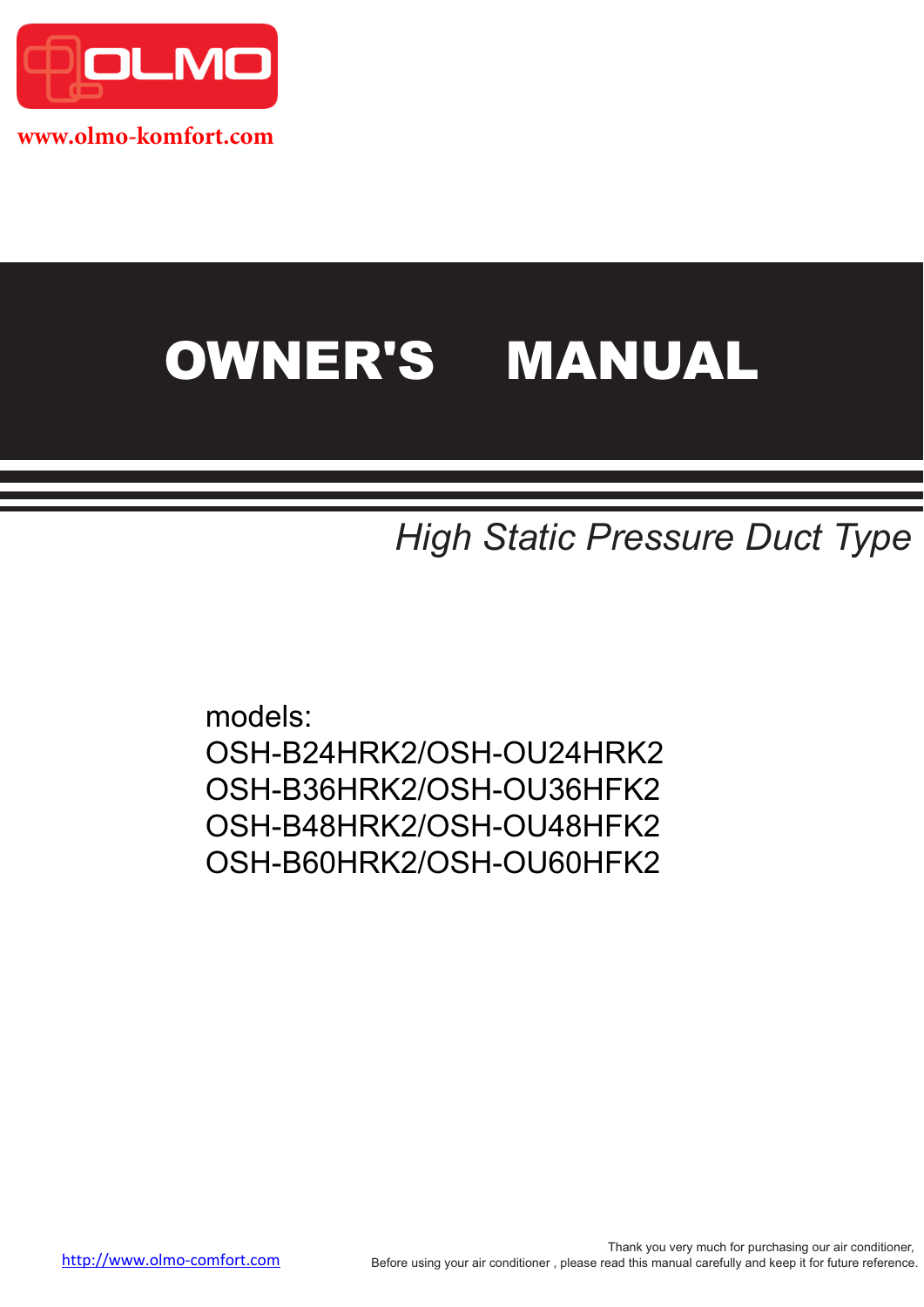OLMO

www.olmo-komfort.com

# OWNER'S MANUAL

*High Static Pressure Duct Type*

models:
OSH-B24HRK2/OSH-OU24HRK2
OSH-B36HRK2/OSH-OU36HFK2
OSH-B48HRK2/OSH-OU48HFK2
OSH-B60HRK2/OSH-OU60HFK2

http://www.olmo-comfort.com

Thank you very much for purchasing our air conditioner,
Before using your air conditioner , please read this manual carefully and keep it for future reference.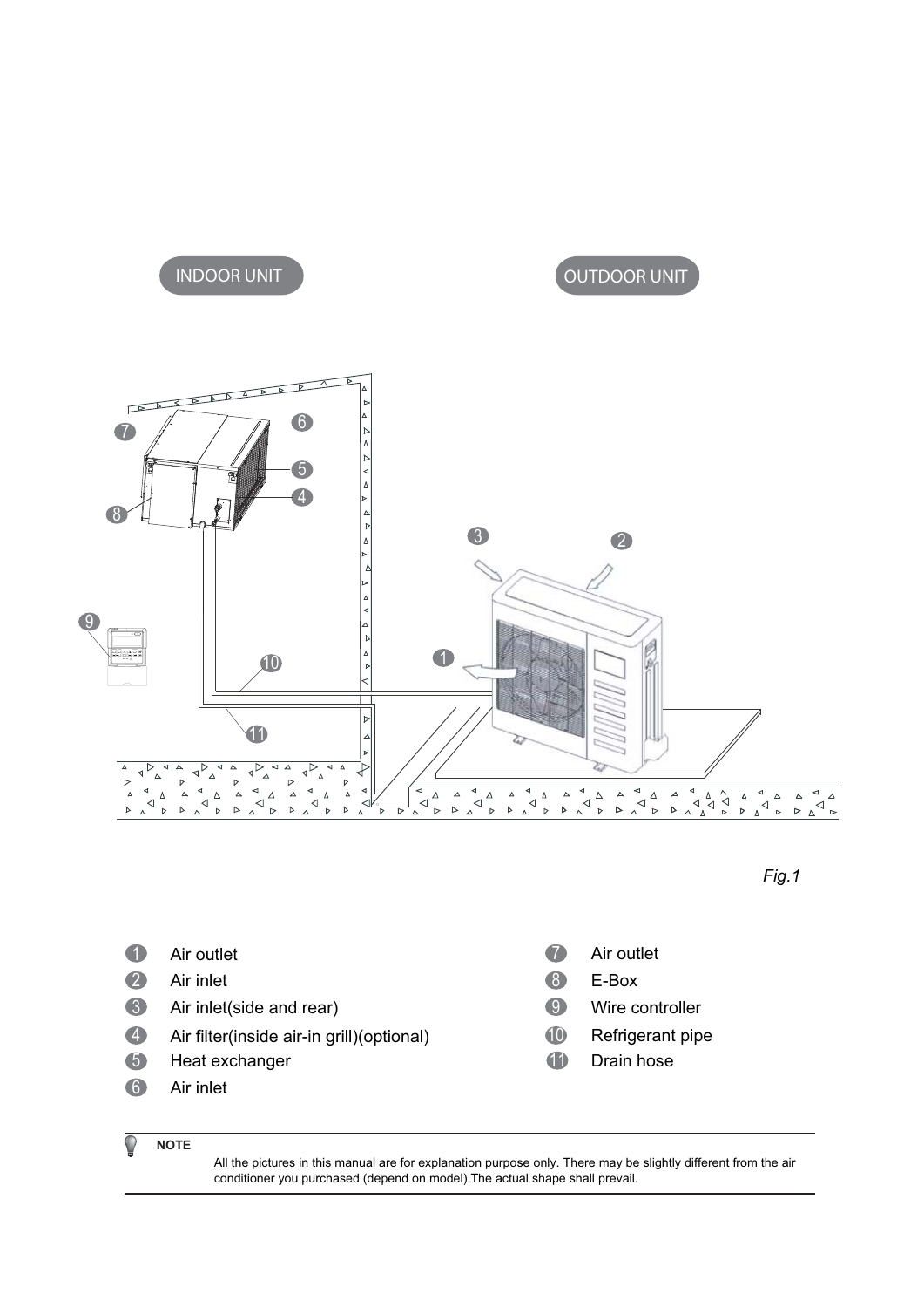INDOOR UNIT

OUTDOOR UNIT

*Fig.1*

1. Air outlet
2. Air inlet
3. Air inlet(side and rear)
4. Air filter(inside air-in grill)(optional)
5. Heat exchanger
6. Air inlet
7. Air outlet
8. E-Box
9. Wire controller
10. Refrigerant pipe
11. Drain hose

**NOTE**

All the pictures in this manual are for explanation purpose only. There may be slightly different from the air conditioner you purchased (depend on model).The actual shape shall prevail.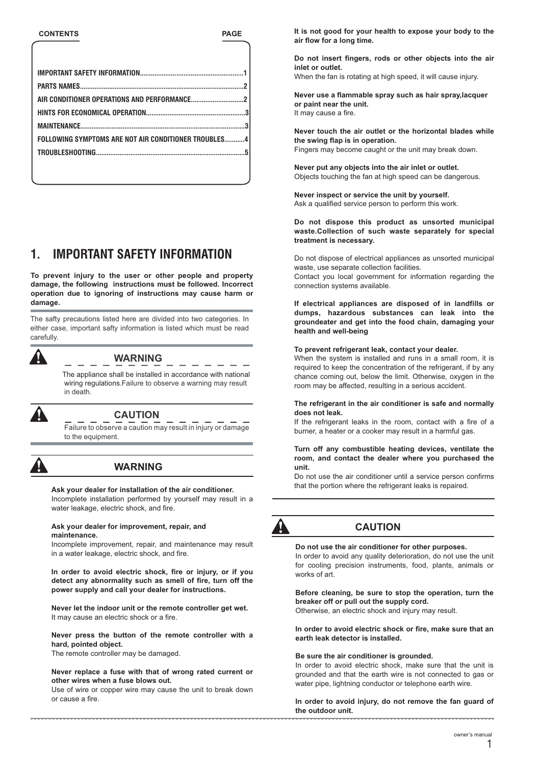| CONTENTS | PAGE |
|---|---|
| IMPORTANT SAFETY INFORMATION | 1 |
| PARTS NAMES | 2 |
| AIR CONDITIONER OPERATIONS AND PERFORMANCE | 2 |
| HINTS FOR ECONOMICAL OPERATION | 3 |
| MAINTENANCE | 3 |
| FOLLOWING SYMPTOMS ARE NOT AIR CONDITIONER TROUBLES | 4 |
| TROUBLESHOOTING | 5 |

# 1. IMPORTANT SAFETY INFORMATION

**To prevent injury to the user or other people and property damage, the following instructions must be followed. Incorrect operation due to ignoring of instructions may cause harm or damage.**

The safty precautions listed here are divided into two categories. In either case, important safty information is listed which must be read carefully.

**WARNING**

The appliance shall be installed in accordance with national wiring regulations.Failure to observe a warning may result in death.

**CAUTION**

Failure to observe a caution may result in injury or damage to the equipment.

## WARNING

**Ask your dealer for installation of the air conditioner.**
Incomplete installation performed by yourself may result in a water leakage, electric shock, and fire.

**Ask your dealer for improvement, repair, and maintenance.**
Incomplete improvement, repair, and maintenance may result in a water leakage, electric shock, and fire.

**In order to avoid electric shock, fire or injury, or if you detect any abnormality such as smell of fire, turn off the power supply and call your dealer for instructions.**

**Never let the indoor unit or the remote controller get wet.**
It may cause an electric shock or a fire.

**Never press the button of the remote controller with a hard, pointed object.**
The remote controller may be damaged.

**Never replace a fuse with that of wrong rated current or other wires when a fuse blows out.**
Use of wire or copper wire may cause the unit to break down or cause a fire.

**It is not good for your health to expose your body to the air flow for a long time.**

**Do not insert fingers, rods or other objects into the air inlet or outlet.**
When the fan is rotating at high speed, it will cause injury.

**Never use a flammable spray such as hair spray,lacquer or paint near the unit.**
It may cause a fire.

**Never touch the air outlet or the horizontal blades while the swing flap is in operation.**
Fingers may become caught or the unit may break down.

**Never put any objects into the air inlet or outlet.**
Objects touching the fan at high speed can be dangerous.

**Never inspect or service the unit by yourself.**
Ask a qualified service person to perform this work.

**Do not dispose this product as unsorted municipal waste.Collection of such waste separately for special treatment is necessary.**

Do not dispose of electrical appliances as unsorted municipal waste, use separate collection facilities.
Contact you local government for information regarding the connection systems available.

**If electrical appliances are disposed of in landfills or dumps, hazardous substances can leak into the groundeater and get into the food chain, damaging your health and well-being**

**To prevent refrigerant leak, contact your dealer.**
When the system is installed and runs in a small room, it is required to keep the concentration of the refrigerant, if by any chance coming out, below the limit. Otherwise, oxygen in the room may be affected, resulting in a serious accident.

**The refrigerant in the air conditioner is safe and normally does not leak.**
If the refrigerant leaks in the room, contact with a fire of a burner, a heater or a cooker may result in a harmful gas.

**Turn off any combustible heating devices, ventilate the room, and contact the dealer where you purchased the unit.**
Do not use the air conditioner until a service person confirms that the portion where the refrigerant leaks is repaired.

## CAUTION

**Do not use the air conditioner for other purposes.**
In order to avoid any quality deterioration, do not use the unit for cooling precision instruments, food, plants, animals or works of art.

**Before cleaning, be sure to stop the operation, turn the breaker off or pull out the supply cord.**
Otherwise, an electric shock and injury may result.

**In order to avoid electric shock or fire, make sure that an earth leak detector is installed.**

**Be sure the air conditioner is grounded.**
In order to avoid electric shock, make sure that the unit is grounded and that the earth wire is not connected to gas or water pipe, lightning conductor or telephone earth wire.

**In order to avoid injury, do not remove the fan guard of the outdoor unit.**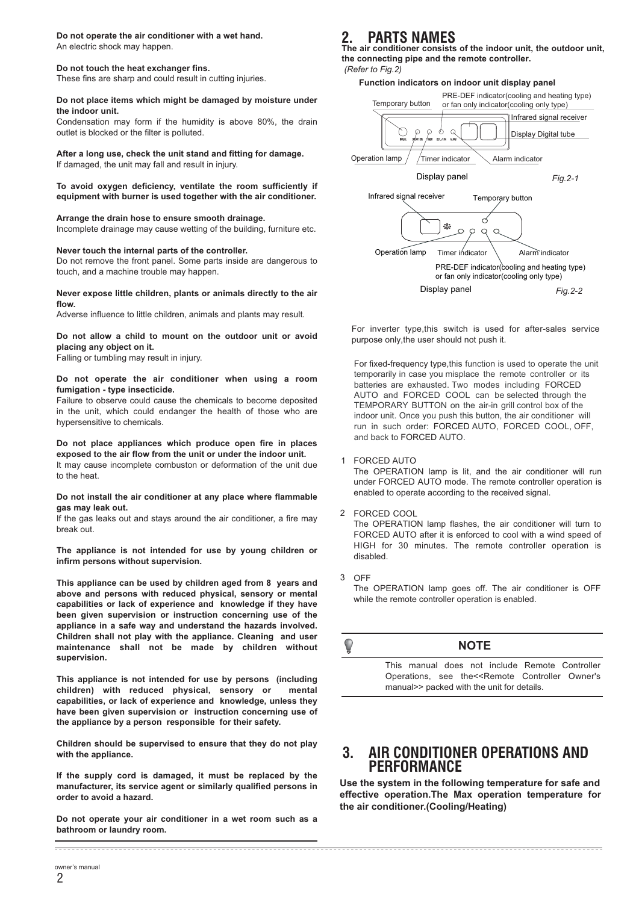**Do not operate the air conditioner with a wet hand.**
An electric shock may happen.

**Do not touch the heat exchanger fins.**
These fins are sharp and could result in cutting injuries.

**Do not place items which might be damaged by moisture under the indoor unit.**
Condensation may form if the humidity is above 80%, the drain outlet is blocked or the filter is polluted.

**After a long use, check the unit stand and fitting for damage.**
If damaged, the unit may fall and result in injury.

**To avoid oxygen deficiency, ventilate the room sufficiently if equipment with burner is used together with the air conditioner.**

**Arrange the drain hose to ensure smooth drainage.**
Incomplete drainage may cause wetting of the building, furniture etc.

**Never touch the internal parts of the controller.**
Do not remove the front panel. Some parts inside are dangerous to touch, and a machine trouble may happen.

**Never expose little children, plants or animals directly to the air flow.**
Adverse influence to little children, animals and plants may result.

**Do not allow a child to mount on the outdoor unit or avoid placing any object on it.**
Falling or tumbling may result in injury.

**Do not operate the air conditioner when using a room fumigation - type insecticide.**
Failure to observe could cause the chemicals to become deposited in the unit, which could endanger the health of those who are hypersensitive to chemicals.

**Do not place appliances which produce open fire in places exposed to the air flow from the unit or under the indoor unit.**
It may cause incomplete combuston or deformation of the unit due to the heat.

**Do not install the air conditioner at any place where flammable gas may leak out.**
If the gas leaks out and stays around the air conditioner, a fire may break out.

**The appliance is not intended for use by young children or infirm persons without supervision.**

**This appliance can be used by children aged from 8 years and above and persons with reduced physical, sensory or mental capabilities or lack of experience and knowledge if they have been given supervision or instruction concerning use of the appliance in a safe way and understand the hazards involved. Children shall not play with the appliance. Cleaning and user maintenance shall not be made by children without supervision.**

**This appliance is not intended for use by persons (including children) with reduced physical, sensory or mental capabilities, or lack of experience and knowledge, unless they have been given supervision or instruction concerning use of the appliance by a person responsible for their safety.**

**Children should be supervised to ensure that they do not play with the appliance.**

**If the supply cord is damaged, it must be replaced by the manufacturer, its service agent or similarly qualified persons in order to avoid a hazard.**

**Do not operate your air conditioner in a wet room such as a bathroom or laundry room.**

## 2. PARTS NAMES

**The air conditioner consists of the indoor unit, the outdoor unit, the connecting pipe and the remote controller.**
*(Refer to Fig.2)*

**Function indicators on indoor unit display panel**

Temporary button
PRE-DEF indicator(cooling and heating type) or fan only indicator(cooling only type)
Infrared signal receiver
Display Digital tube
Operation lamp
Timer indicator
Alarm indicator

Display panel *Fig.2-1*

Infrared signal receiver
Temporary button
Operation lamp
Timer indicator
Alarm indicator
PRE-DEF indicator(cooling and heating type) or fan only indicator(cooling only type)

Display panel *Fig.2-2*

For inverter type,this switch is used for after-sales service purpose only,the user should not push it.

For fixed-frequency type,this function is used to operate the unit temporarily in case you misplace the remote controller or its batteries are exhausted. Two modes including FORCED AUTO and FORCED COOL can be selected through the TEMPORARY BUTTON on the air-in grill control box of the indoor unit. Once you push this button, the air conditioner will run in such order: FORCED AUTO, FORCED COOL, OFF, and back to FORCED AUTO.

1. FORCED AUTO
   The OPERATION lamp is lit, and the air conditioner will run under FORCED AUTO mode. The remote controller operation is enabled to operate according to the received signal.

2. FORCED COOL
   The OPERATION lamp flashes, the air conditioner will turn to FORCED AUTO after it is enforced to cool with a wind speed of HIGH for 30 minutes. The remote controller operation is disabled.

3. OFF
   The OPERATION lamp goes off. The air conditioner is OFF while the remote controller operation is enabled.

**NOTE**

This manual does not include Remote Controller Operations, see the<<Remote Controller Owner's manual>> packed with the unit for details.

## 3. AIR CONDITIONER OPERATIONS AND PERFORMANCE

**Use the system in the following temperature for safe and effective operation.The Max operation temperature for the air conditioner.(Cooling/Heating)**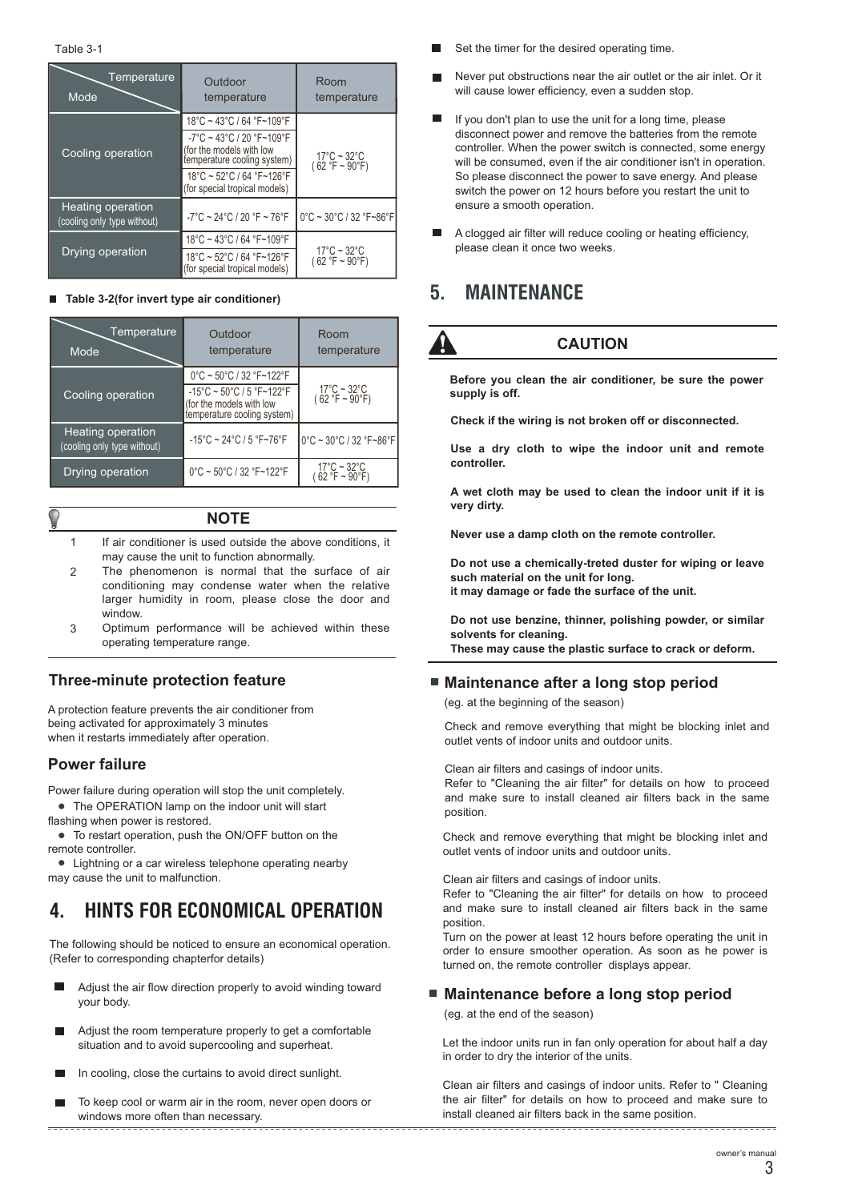Table 3-1

| Mode \ Temperature | Outdoor temperature | Room temperature |
|---|---|---|
| Cooling operation | 18°C ~ 43°C / 64 °F~109°F | 17°C ~ 32°C ( 62 °F ~ 90°F) |
| | -7°C ~ 43°C / 20 °F~109°F (for the models with low temperature cooling system) | |
| | 18°C ~ 52°C / 64 °F~126°F (for special tropical models) | |
| Heating operation (cooling only type without) | -7°C ~ 24°C / 20 °F ~ 76°F | 0°C ~ 30°C / 32 °F~86°F |
| Drying operation | 18°C ~ 43°C / 64 °F~109°F | 17°C ~ 32°C ( 62 °F ~ 90°F) |
| | 18°C ~ 52°C / 64 °F~126°F (for special tropical models) | |

■ **Table 3-2(for invert type air conditioner)**

| Mode \ Temperature | Outdoor temperature | Room temperature |
|---|---|---|
| Cooling operation | 0°C ~ 50°C / 32 °F~122°F | 17°C ~ 32°C ( 62 °F ~ 90°F) |
| | -15°C ~ 50°C / 5 °F~122°F (for the models with low temperature cooling system) | |
| Heating operation (cooling only type without) | -15°C ~ 24°C / 5 °F~76°F | 0°C ~ 30°C / 32 °F~86°F |
| Drying operation | 0°C ~ 50°C / 32 °F~122°F | 17°C ~ 32°C ( 62 °F ~ 90°F) |

**NOTE**

1. If air conditioner is used outside the above conditions, it may cause the unit to function abnormally.
2. The phenomenon is normal that the surface of air conditioning may condense water when the relative larger humidity in room, please close the door and window.
3. Optimum performance will be achieved within these operating temperature range.

### Three-minute protection feature

A protection feature prevents the air conditioner from being activated for approximately 3 minutes when it restarts immediately after operation.

### Power failure

Power failure during operation will stop the unit completely.

- The OPERATION lamp on the indoor unit will start flashing when power is restored.
- To restart operation, push the ON/OFF button on the remote controller.
- Lightning or a car wireless telephone operating nearby may cause the unit to malfunction.

# 4. HINTS FOR ECONOMICAL OPERATION

The following should be noticed to ensure an economical operation. (Refer to corresponding chapterfor details)

- Adjust the air flow direction properly to avoid winding toward your body.
- Adjust the room temperature properly to get a comfortable situation and to avoid supercooling and superheat.
- In cooling, close the curtains to avoid direct sunlight.
- To keep cool or warm air in the room, never open doors or windows more often than necessary.
- Set the timer for the desired operating time.
- Never put obstructions near the air outlet or the air inlet. Or it will cause lower efficiency, even a sudden stop.
- If you don't plan to use the unit for a long time, please disconnect power and remove the batteries from the remote controller. When the power switch is connected, some energy will be consumed, even if the air conditioner isn't in operation. So please disconnect the power to save energy. And please switch the power on 12 hours before you restart the unit to ensure a smooth operation.
- A clogged air filter will reduce cooling or heating efficiency, please clean it once two weeks.

# 5. MAINTENANCE

**CAUTION**

**Before you clean the air conditioner, be sure the power supply is off.**

**Check if the wiring is not broken off or disconnected.**

**Use a dry cloth to wipe the indoor unit and remote controller.**

**A wet cloth may be used to clean the indoor unit if it is very dirty.**

**Never use a damp cloth on the remote controller.**

**Do not use a chemically-treted duster for wiping or leave such material on the unit for long.**
**it may damage or fade the surface of the unit.**

**Do not use benzine, thinner, polishing powder, or similar solvents for cleaning.**
**These may cause the plastic surface to crack or deform.**

### ■ Maintenance after a long stop period

(eg. at the beginning of the season)

Check and remove everything that might be blocking inlet and outlet vents of indoor units and outdoor units.

Clean air filters and casings of indoor units.
Refer to "Cleaning the air filter" for details on how to proceed and make sure to install cleaned air filters back in the same position.

Check and remove everything that might be blocking inlet and outlet vents of indoor units and outdoor units.

Clean air filters and casings of indoor units.
Refer to "Cleaning the air filter" for details on how to proceed and make sure to install cleaned air filters back in the same position.
Turn on the power at least 12 hours before operating the unit in order to ensure smoother operation. As soon as he power is turned on, the remote controller displays appear.

### ■ Maintenance before a long stop period

(eg. at the end of the season)

Let the indoor units run in fan only operation for about half a day in order to dry the interior of the units.

Clean air filters and casings of indoor units. Refer to " Cleaning the air filter" for details on how to proceed and make sure to install cleaned air filters back in the same position.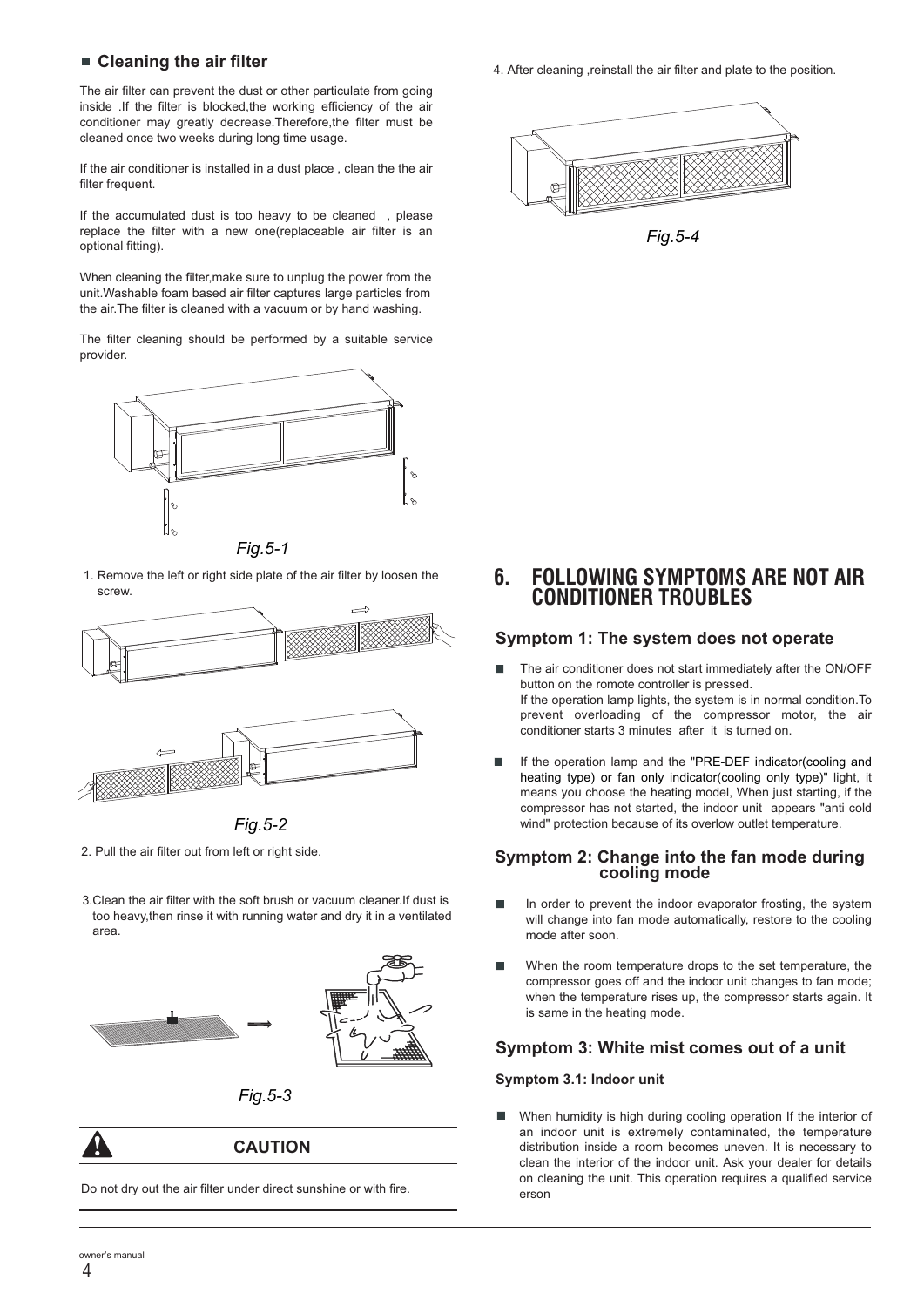## Cleaning the air filter

The air filter can prevent the dust or other particulate from going inside .If the filter is blocked,the working efficiency of the air conditioner may greatly decrease.Therefore,the filter must be cleaned once two weeks during long time usage.

If the air conditioner is installed in a dust place , clean the the air filter frequent.

If the accumulated dust is too heavy to be cleaned , please replace the filter with a new one(replaceable air filter is an optional fitting).

When cleaning the filter,make sure to unplug the power from the unit.Washable foam based air filter captures large particles from the air.The filter is cleaned with a vacuum or by hand washing.

The filter cleaning should be performed by a suitable service provider.

*Fig.5-1*

1. Remove the left or right side plate of the air filter by loosen the screw.

*Fig.5-2*

2. Pull the air filter out from left or right side.

3. Clean the air filter with the soft brush or vacuum cleaner.If dust is too heavy,then rinse it with running water and dry it in a ventilated area.

*Fig.5-3*

**CAUTION**

Do not dry out the air filter under direct sunshine or with fire.

4. After cleaning ,reinstall the air filter and plate to the position.

*Fig.5-4*

# 6. FOLLOWING SYMPTOMS ARE NOT AIR CONDITIONER TROUBLES

### Symptom 1: The system does not operate

- The air conditioner does not start immediately after the ON/OFF button on the romote controller is pressed.
  If the operation lamp lights, the system is in normal condition.To prevent overloading of the compressor motor, the air conditioner starts 3 minutes after it is turned on.

- If the operation lamp and the "PRE-DEF indicator(cooling and heating type) or fan only indicator(cooling only type)" light, it means you choose the heating model, When just starting, if the compressor has not started, the indoor unit appears "anti cold wind" protection because of its overlow outlet temperature.

### Symptom 2: Change into the fan mode during cooling mode

- In order to prevent the indoor evaporator frosting, the system will change into fan mode automatically, restore to the cooling mode after soon.

- When the room temperature drops to the set temperature, the compressor goes off and the indoor unit changes to fan mode; when the temperature rises up, the compressor starts again. It is same in the heating mode.

### Symptom 3: White mist comes out of a unit

**Symptom 3.1: Indoor unit**

- When humidity is high during cooling operation If the interior of an indoor unit is extremely contaminated, the temperature distribution inside a room becomes uneven. It is necessary to clean the interior of the indoor unit. Ask your dealer for details on cleaning the unit. This operation requires a qualified service erson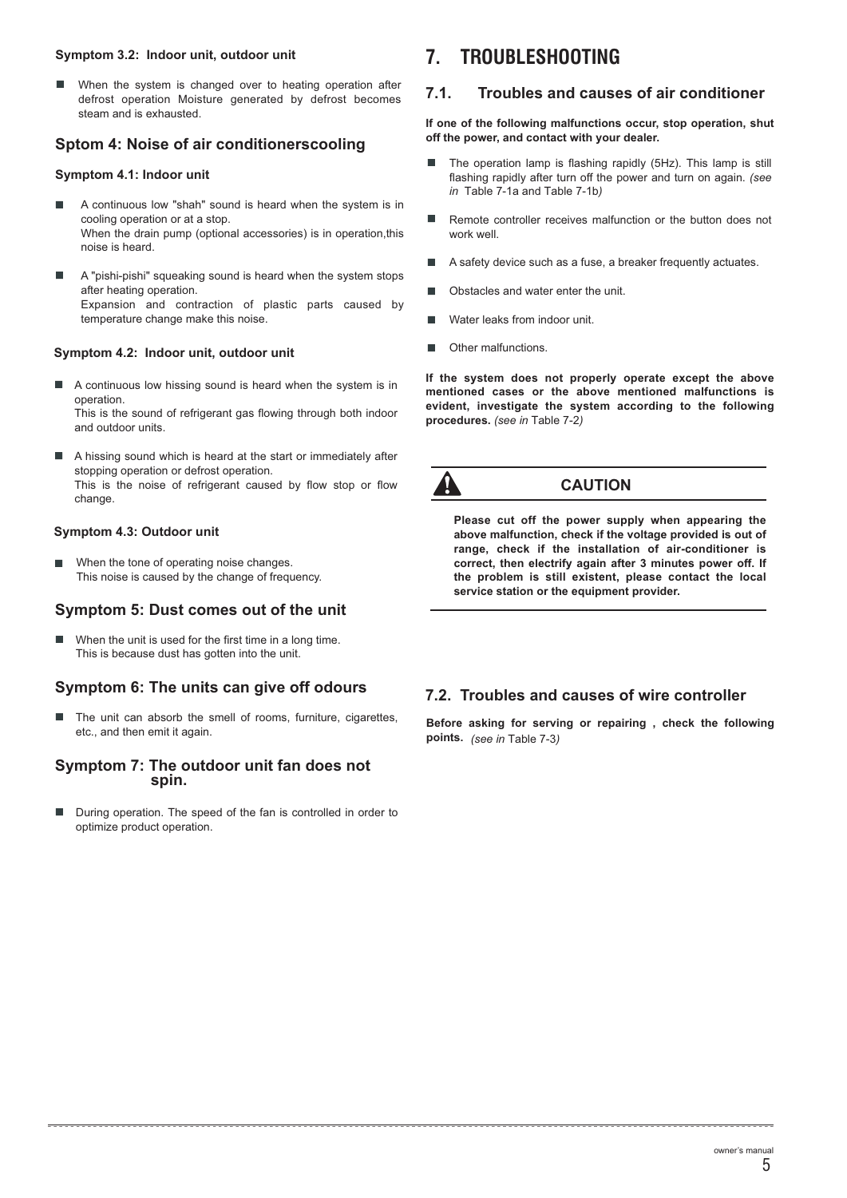#### Symptom 3.2: Indoor unit, outdoor unit

- When the system is changed over to heating operation after defrost operation Moisture generated by defrost becomes steam and is exhausted.

### Sptom 4: Noise of air conditionerscooling

#### Symptom 4.1: Indoor unit

- A continuous low "shah" sound is heard when the system is in cooling operation or at a stop.
  When the drain pump (optional accessories) is in operation,this noise is heard.
- A "pishi-pishi" squeaking sound is heard when the system stops after heating operation.
  Expansion and contraction of plastic parts caused by temperature change make this noise.

#### Symptom 4.2: Indoor unit, outdoor unit

- A continuous low hissing sound is heard when the system is in operation.
  This is the sound of refrigerant gas flowing through both indoor and outdoor units.
- A hissing sound which is heard at the start or immediately after stopping operation or defrost operation.
  This is the noise of refrigerant caused by flow stop or flow change.

#### Symptom 4.3: Outdoor unit

- When the tone of operating noise changes.
  This noise is caused by the change of frequency.

### Symptom 5: Dust comes out of the unit

- When the unit is used for the first time in a long time.
  This is because dust has gotten into the unit.

### Symptom 6: The units can give off odours

- The unit can absorb the smell of rooms, furniture, cigarettes, etc., and then emit it again.

### Symptom 7: The outdoor unit fan does not spin.

- During operation. The speed of the fan is controlled in order to optimize product operation.

# 7. TROUBLESHOOTING

## 7.1. Troubles and causes of air conditioner

**If one of the following malfunctions occur, stop operation, shut off the power, and contact with your dealer.**

- The operation lamp is flashing rapidly (5Hz). This lamp is still flashing rapidly after turn off the power and turn on again. *(see in* Table 7-1a and Table 7-1b*)*
- Remote controller receives malfunction or the button does not work well.
- A safety device such as a fuse, a breaker frequently actuates.
- Obstacles and water enter the unit.
- Water leaks from indoor unit.
- Other malfunctions.

**If the system does not properly operate except the above mentioned cases or the above mentioned malfunctions is evident, investigate the system according to the following procedures.** *(see in* Table 7-2*)*

**CAUTION**

**Please cut off the power supply when appearing the above malfunction, check if the voltage provided is out of range, check if the installation of air-conditioner is correct, then electrify again after 3 minutes power off. If the problem is still existent, please contact the local service station or the equipment provider.**

## 7.2. Troubles and causes of wire controller

**Before asking for serving or repairing , check the following points.** *(see in* Table 7-3*)*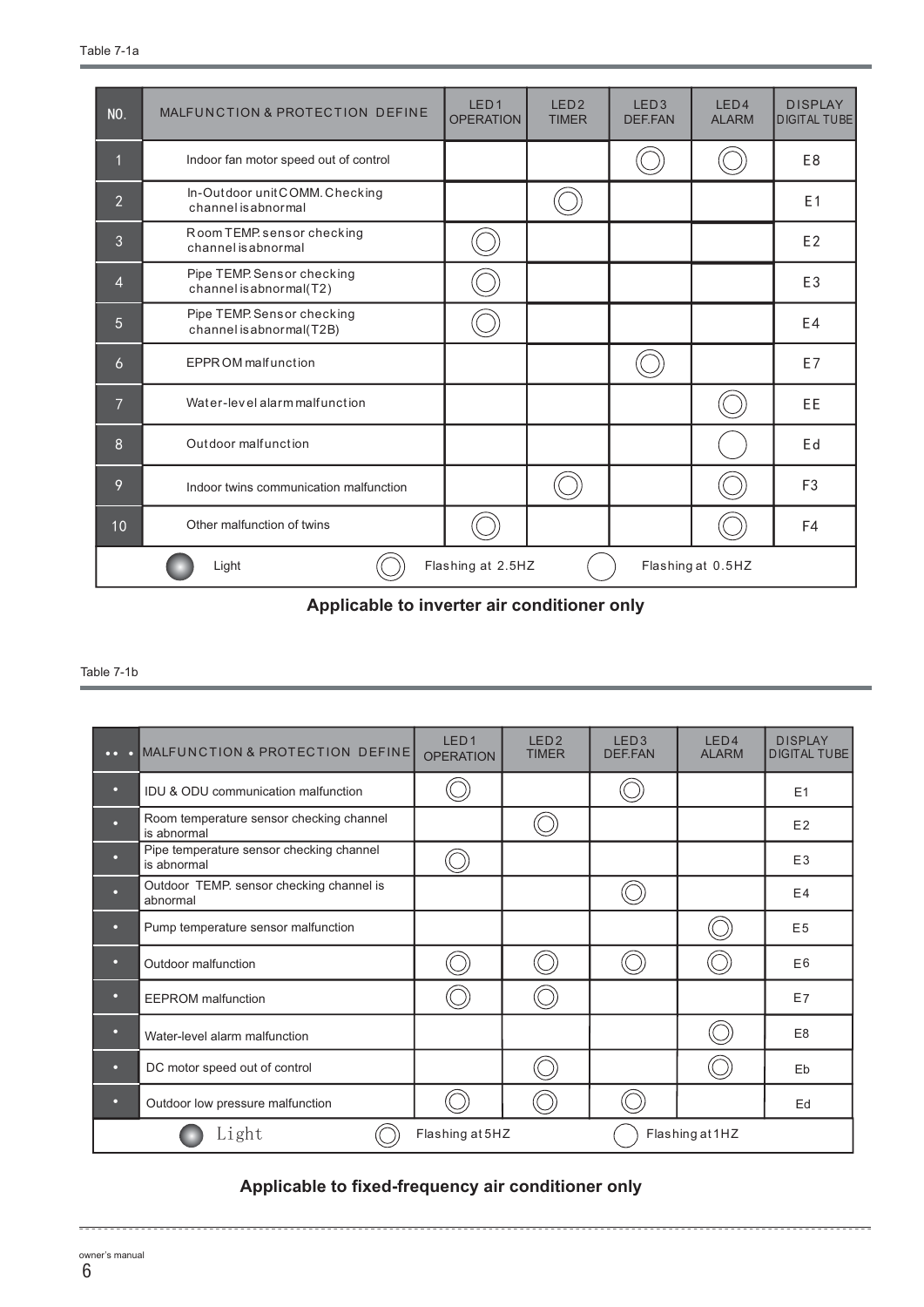Table 7-1a

| NO. | MALFUNCTION & PROTECTION DEFINE | LED1 OPERATION | LED2 TIMER | LED3 DEF.FAN | LED4 ALARM | DISPLAY DIGITAL TUBE |
|---|---|---|---|---|---|---|
| 1 | Indoor fan motor speed out of control | | | ◎ | ◎ | E8 |
| 2 | In-Outdoor unit COMM. Checking channel is abnormal | | ◎ | | | E1 |
| 3 | Room TEMP. sensor checking channel is abnormal | ◎ | | | | E2 |
| 4 | Pipe TEMP. Sensor checking channel is abnormal(T2) | ◎ | | | | E3 |
| 5 | Pipe TEMP. Sensor checking channel is abnormal(T2B) | ◎ | | | | E4 |
| 6 | EPPROM malfunction | | | ◎ | | E7 |
| 7 | Water-level alarm malfunction | | | | ◎ | EE |
| 8 | Outdoor malfunction | | | | ○ | Ed |
| 9 | Indoor twins communication malfunction | | ◎ | | ◎ | F3 |
| 10 | Other malfunction of twins | ◎ | | | ◎ | F4 |

● Light ◎ Flashing at 2.5HZ ○ Flashing at 0.5HZ

**Applicable to inverter air conditioner only**

Table 7-1b

| •• • | MALFUNCTION & PROTECTION DEFINE | LED1 OPERATION | LED2 TIMER | LED3 DEF.FAN | LED4 ALARM | DISPLAY DIGITAL TUBE |
|---|---|---|---|---|---|---|
| • | IDU & ODU communication malfunction | ◎ | | ◎ | | E1 |
| • | Room temperature sensor checking channel is abnormal | | ◎ | | | E2 |
| • | Pipe temperature sensor checking channel is abnormal | ◎ | | | | E3 |
| • | Outdoor TEMP. sensor checking channel is abnormal | | | ◎ | | E4 |
| • | Pump temperature sensor malfunction | | | | ◎ | E5 |
| • | Outdoor malfunction | ◎ | ◎ | ◎ | ◎ | E6 |
| • | EEPROM malfunction | ◎ | ◎ | | | E7 |
| • | Water-level alarm malfunction | | | | ◎ | E8 |
| • | DC motor speed out of control | | ◎ | | ◎ | Eb |
| • | Outdoor low pressure malfunction | ◎ | ◎ | ◎ | | Ed |

● Light ◎ Flashing at 5HZ ○ Flashing at 1HZ

**Applicable to fixed-frequency air conditioner only**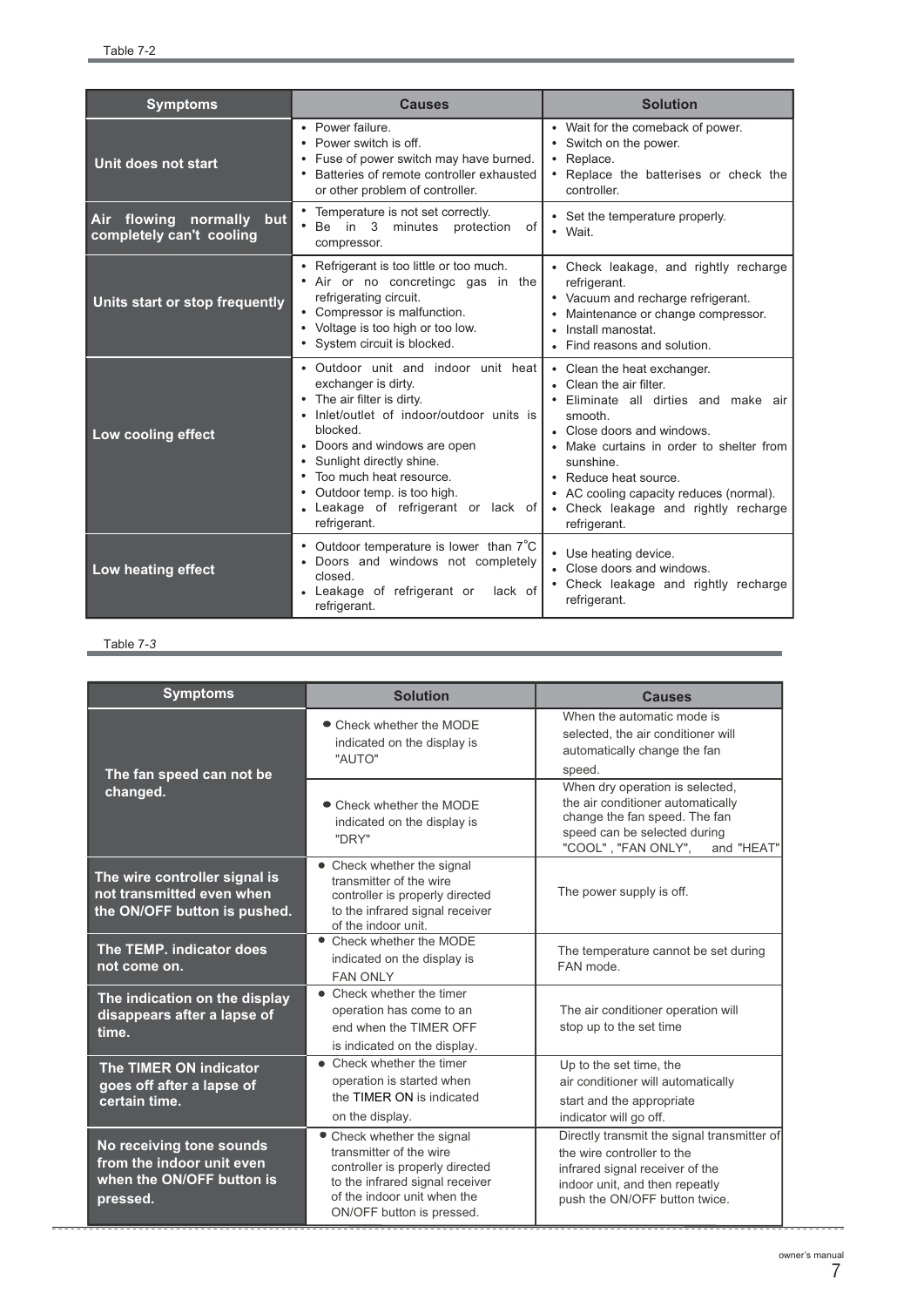Table 7-2

| Symptoms | Causes | Solution |
|---|---|---|
| **Unit does not start** | • Power failure.<br>• Power switch is off.<br>• Fuse of power switch may have burned.<br>• Batteries of remote controller exhausted or other problem of controller. | • Wait for the comeback of power.<br>• Switch on the power.<br>• Replace.<br>• Replace the batterises or check the controller. |
| **Air flowing normally but completely can't cooling** | • Temperature is not set correctly.<br>• Be in 3 minutes protection of compressor. | • Set the temperature properly.<br>• Wait. |
| **Units start or stop frequently** | • Refrigerant is too little or too much.<br>• Air or no concretingc gas in the refrigerating circuit.<br>• Compressor is malfunction.<br>• Voltage is too high or too low.<br>• System circuit is blocked. | • Check leakage, and rightly recharge refrigerant.<br>• Vacuum and recharge refrigerant.<br>• Maintenance or change compressor.<br>• Install manostat.<br>• Find reasons and solution. |
| **Low cooling effect** | • Outdoor unit and indoor unit heat exchanger is dirty.<br>• The air filter is dirty.<br>• Inlet/outlet of indoor/outdoor units is blocked.<br>• Doors and windows are open<br>• Sunlight directly shine.<br>• Too much heat resource.<br>• Outdoor temp. is too high.<br>• Leakage of refrigerant or lack of refrigerant. | • Clean the heat exchanger.<br>• Clean the air filter.<br>• Eliminate all dirties and make air smooth.<br>• Close doors and windows.<br>• Make curtains in order to shelter from sunshine.<br>• Reduce heat source.<br>• AC cooling capacity reduces (normal).<br>• Check leakage and rightly recharge refrigerant. |
| **Low heating effect** | • Outdoor temperature is lower than 7°C<br>• Doors and windows not completely closed.<br>• Leakage of refrigerant or lack of refrigerant. | • Use heating device.<br>• Close doors and windows.<br>• Check leakage and rightly recharge refrigerant. |

Table 7-3

| Symptoms | Solution | Causes |
|---|---|---|
| **The fan speed can not be changed.** | • Check whether the MODE indicated on the display is "AUTO" | When the automatic mode is selected, the air conditioner will automatically change the fan speed. |
| | • Check whether the MODE indicated on the display is "DRY" | When dry operation is selected, the air conditioner automatically change the fan speed. The fan speed can be selected during "COOL" , "FAN ONLY", and "HEAT" |
| **The wire controller signal is not transmitted even when the ON/OFF button is pushed.** | • Check whether the signal transmitter of the wire controller is properly directed to the infrared signal receiver of the indoor unit. | The power supply is off. |
| **The TEMP. indicator does not come on.** | • Check whether the MODE indicated on the display is FAN ONLY | The temperature cannot be set during FAN mode. |
| **The indication on the display disappears after a lapse of time.** | • Check whether the timer operation has come to an end when the TIMER OFF is indicated on the display. | The air conditioner operation will stop up to the set time |
| **The TIMER ON indicator goes off after a lapse of certain time.** | • Check whether the timer operation is started when the TIMER ON is indicated on the display. | Up to the set time, the air conditioner will automatically start and the appropriate indicator will go off. |
| **No receiving tone sounds from the indoor unit even when the ON/OFF button is pressed.** | • Check whether the signal transmitter of the wire controller is properly directed to the infrared signal receiver of the indoor unit when the ON/OFF button is pressed. | Directly transmit the signal transmitter of the wire controller to the infrared signal receiver of the indoor unit, and then repeatly push the ON/OFF button twice. |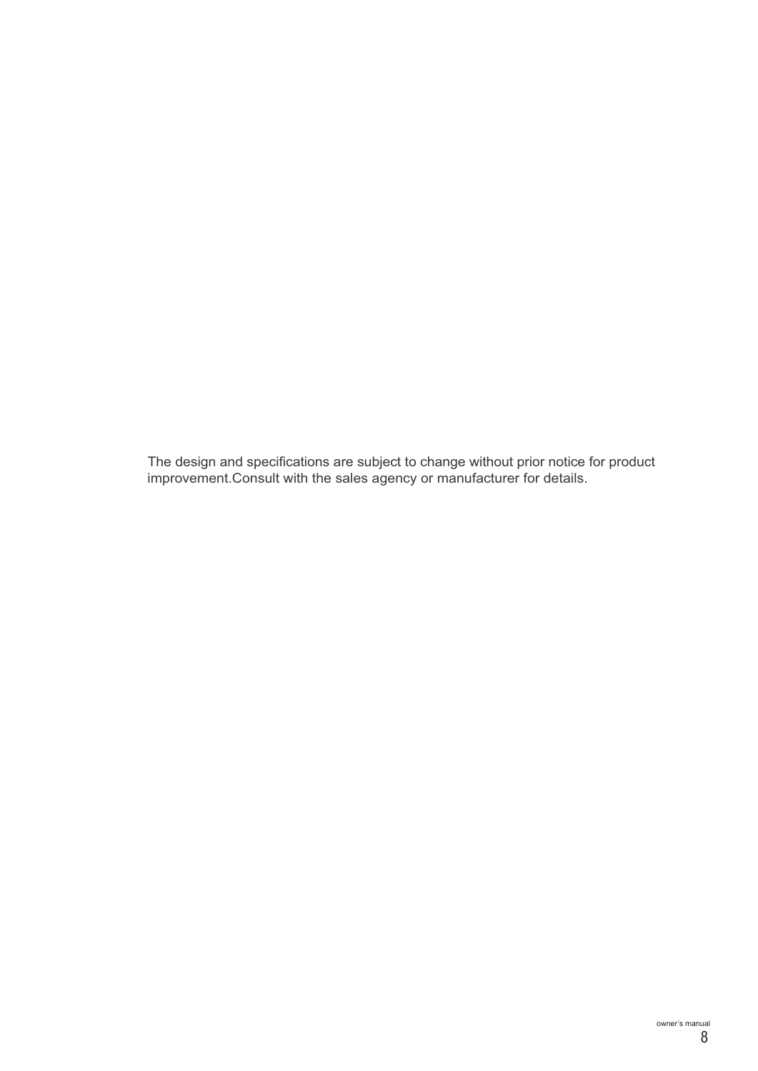The design and specifications are subject to change without prior notice for product improvement.Consult with the sales agency or manufacturer for details.